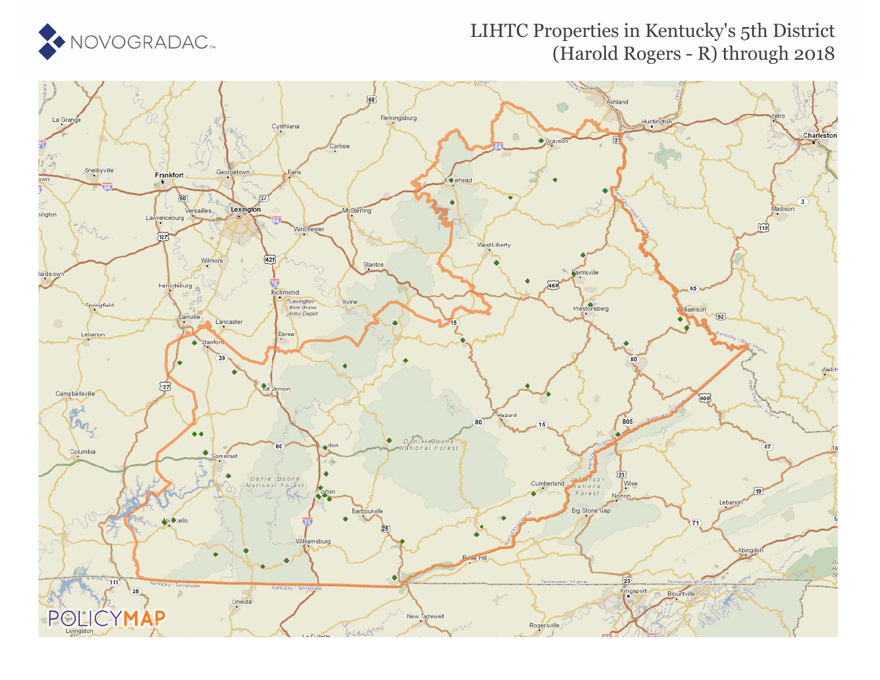# LHTC Properties in Kentucky's 5th District (Harold Rogers - R) through 2018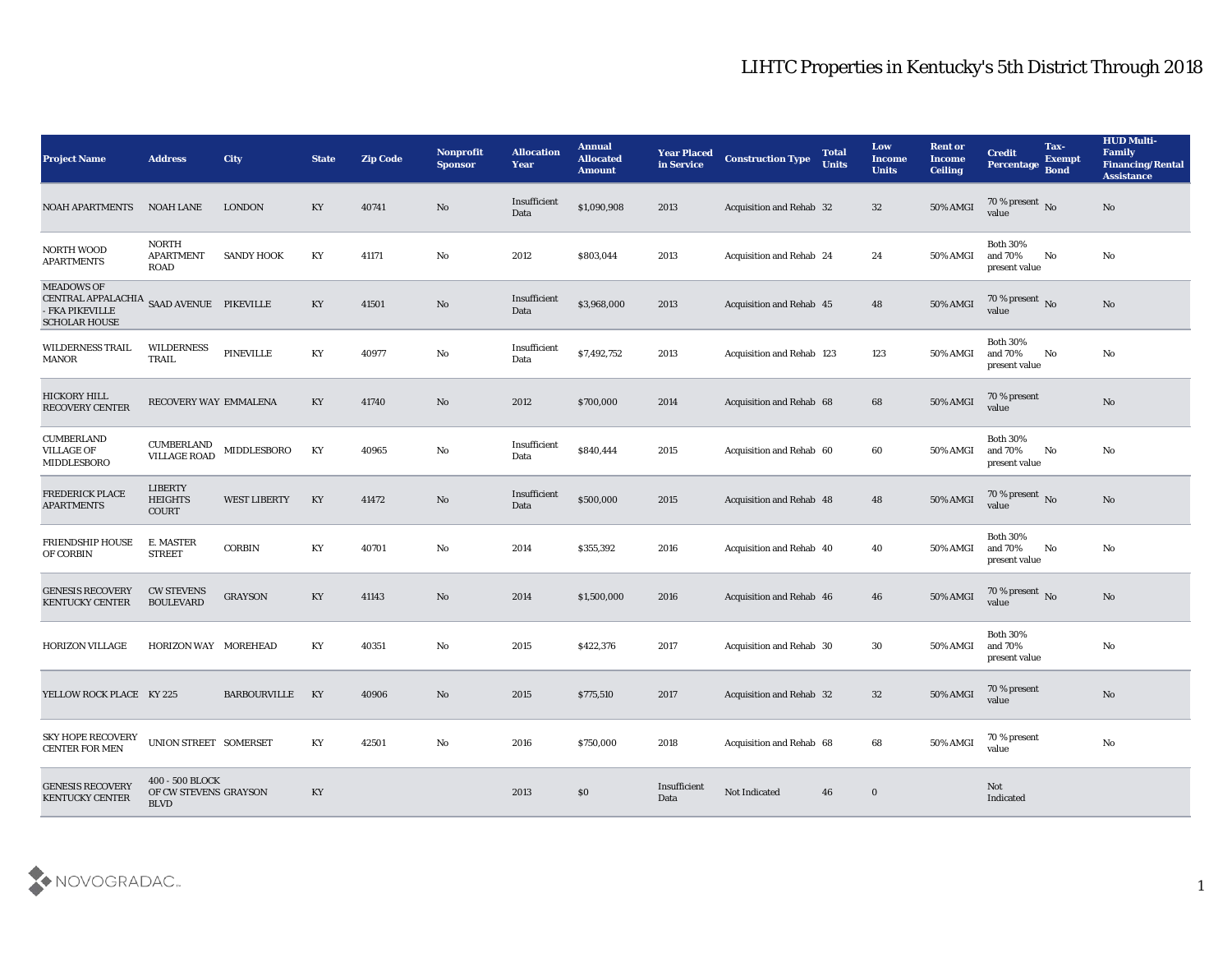# LIHTC Properties in Kentucky's 5th District Through 2018

| Project Name | Address | City | State | Zip Code | Nonprofit Sponsor | Allocation Year | Annual Allocated Amount | Year Placed in Service | Construction Type | Total Units | Low Income Units | Rent or Income Ceiling | Credit Percentage | Tax-Exempt Bond | HUD Multi-Family Financing/Rental Assistance |
|---|---|---|---|---|---|---|---|---|---|---|---|---|---|---|---|
| NOAH APARTMENTS | NOAH LANE | LONDON | KY | 40741 | No | Insufficient Data | $1,090,908 | 2013 | Acquisition and Rehab | 32 | 32 | 50% AMGI | 70 % present value | No | No |
| NORTH WOOD APARTMENTS | NORTH APARTMENT ROAD | SANDY HOOK | KY | 41171 | No | 2012 | $803,044 | 2013 | Acquisition and Rehab | 24 | 24 | 50% AMGI | Both 30% and 70% present value | No | No |
| MEADOWS OF CENTRAL APPALACHIA - FKA PIKEVILLE SCHOLAR HOUSE | SAAD AVENUE | PIKEVILLE | KY | 41501 | No | Insufficient Data | $3,968,000 | 2013 | Acquisition and Rehab | 45 | 48 | 50% AMGI | 70 % present value | No | No |
| WILDERNESS TRAIL MANOR | WILDERNESS TRAIL | PINEVILLE | KY | 40977 | No | Insufficient Data | $7,492,752 | 2013 | Acquisition and Rehab | 123 | 123 | 50% AMGI | Both 30% and 70% present value | No | No |
| HICKORY HILL RECOVERY CENTER | RECOVERY WAY | EMMALENA | KY | 41740 | No | 2012 | $700,000 | 2014 | Acquisition and Rehab | 68 | 68 | 50% AMGI | 70 % present value | | No |
| CUMBERLAND VILLAGE OF MIDDLESBORO | CUMBERLAND VILLAGE ROAD | MIDDLESBORO | KY | 40965 | No | Insufficient Data | $840,444 | 2015 | Acquisition and Rehab | 60 | 60 | 50% AMGI | Both 30% and 70% present value | No | No |
| FREDERICK PLACE APARTMENTS | LIBERTY HEIGHTS COURT | WEST LIBERTY | KY | 41472 | No | Insufficient Data | $500,000 | 2015 | Acquisition and Rehab | 48 | 48 | 50% AMGI | 70 % present value | No | No |
| FRIENDSHIP HOUSE OF CORBIN | E. MASTER STREET | CORBIN | KY | 40701 | No | 2014 | $355,392 | 2016 | Acquisition and Rehab | 40 | 40 | 50% AMGI | Both 30% and 70% present value | No | No |
| GENESIS RECOVERY KENTUCKY CENTER | CW STEVENS BOULEVARD | GRAYSON | KY | 41143 | No | 2014 | $1,500,000 | 2016 | Acquisition and Rehab | 46 | 46 | 50% AMGI | 70 % present value | No | No |
| HORIZON VILLAGE | HORIZON WAY | MOREHEAD | KY | 40351 | No | 2015 | $422,376 | 2017 | Acquisition and Rehab | 30 | 30 | 50% AMGI | Both 30% and 70% present value | | No |
| YELLOW ROCK PLACE | KY 225 | BARBOURVILLE | KY | 40906 | No | 2015 | $775,510 | 2017 | Acquisition and Rehab | 32 | 32 | 50% AMGI | 70 % present value | | No |
| SKY HOPE RECOVERY CENTER FOR MEN | UNION STREET | SOMERSET | KY | 42501 | No | 2016 | $750,000 | 2018 | Acquisition and Rehab | 68 | 68 | 50% AMGI | 70 % present value | | No |
| GENESIS RECOVERY KENTUCKY CENTER | 400 - 500 BLOCK OF CW STEVENS BLVD | GRAYSON | KY | | | 2013 | $0 | Insufficient Data | Not Indicated | 46 | 0 | | Not Indicated | | |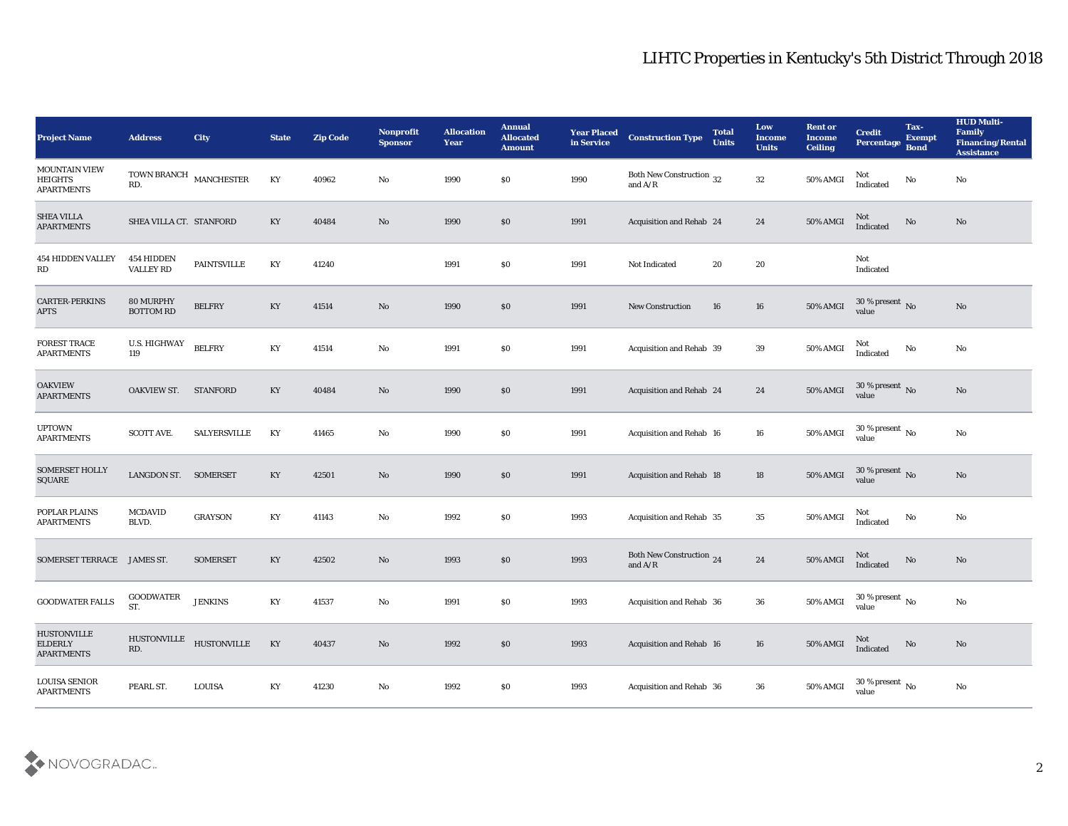# LIHTC Properties in Kentucky's 5th District Through 2018

| Project Name | Address | City | State | Zip Code | Nonprofit Sponsor | Allocation Year | Annual Allocated Amount | Year Placed in Service | Construction Type | Total Units | Low Income Units | Rent or Income Ceiling | Credit Percentage | Tax-Exempt Bond | HUD Multi-Family Financing/Rental Assistance |
|---|---|---|---|---|---|---|---|---|---|---|---|---|---|---|---|
| MOUNTAIN VIEW HEIGHTS APARTMENTS | TOWN BRANCH RD. | MANCHESTER | KY | 40962 | No | 1990 | $0 | 1990 | Both New Construction and A/R | 32 | 32 | 50% AMGI | Not Indicated | No | No |
| SHEA VILLA APARTMENTS | SHEA VILLA CT. | STANFORD | KY | 40484 | No | 1990 | $0 | 1991 | Acquisition and Rehab | 24 | 24 | 50% AMGI | Not Indicated | No | No |
| 454 HIDDEN VALLEY RD | 454 HIDDEN VALLEY RD | PAINTSVILLE | KY | 41240 | | 1991 | $0 | 1991 | Not Indicated | 20 | 20 | | Not Indicated | | |
| CARTER-PERKINS APTS | 80 MURPHY BOTTOM RD | BELFRY | KY | 41514 | No | 1990 | $0 | 1991 | New Construction | 16 | 16 | 50% AMGI | 30 % present value | No | No |
| FOREST TRACE APARTMENTS | U.S. HIGHWAY 119 | BELFRY | KY | 41514 | No | 1991 | $0 | 1991 | Acquisition and Rehab | 39 | 39 | 50% AMGI | Not Indicated | No | No |
| OAKVIEW APARTMENTS | OAKVIEW ST. | STANFORD | KY | 40484 | No | 1990 | $0 | 1991 | Acquisition and Rehab | 24 | 24 | 50% AMGI | 30 % present value | No | No |
| UPTOWN APARTMENTS | SCOTT AVE. | SALYERSVILLE | KY | 41465 | No | 1990 | $0 | 1991 | Acquisition and Rehab | 16 | 16 | 50% AMGI | 30 % present value | No | No |
| SOMERSET HOLLY SQUARE | LANGDON ST. | SOMERSET | KY | 42501 | No | 1990 | $0 | 1991 | Acquisition and Rehab | 18 | 18 | 50% AMGI | 30 % present value | No | No |
| POPLAR PLAINS APARTMENTS | MCDAVID BLVD. | GRAYSON | KY | 41143 | No | 1992 | $0 | 1993 | Acquisition and Rehab | 35 | 35 | 50% AMGI | Not Indicated | No | No |
| SOMERSET TERRACE | JAMES ST. | SOMERSET | KY | 42502 | No | 1993 | $0 | 1993 | Both New Construction and A/R | 24 | 24 | 50% AMGI | Not Indicated | No | No |
| GOODWATER FALLS | GOODWATER ST. | JENKINS | KY | 41537 | No | 1991 | $0 | 1993 | Acquisition and Rehab | 36 | 36 | 50% AMGI | 30 % present value | No | No |
| HUSTONVILLE ELDERLY APARTMENTS | HUSTONVILLE RD. | HUSTONVILLE | KY | 40437 | No | 1992 | $0 | 1993 | Acquisition and Rehab | 16 | 16 | 50% AMGI | Not Indicated | No | No |
| LOUISA SENIOR APARTMENTS | PEARL ST. | LOUISA | KY | 41230 | No | 1992 | $0 | 1993 | Acquisition and Rehab | 36 | 36 | 50% AMGI | 30 % present value | No | No |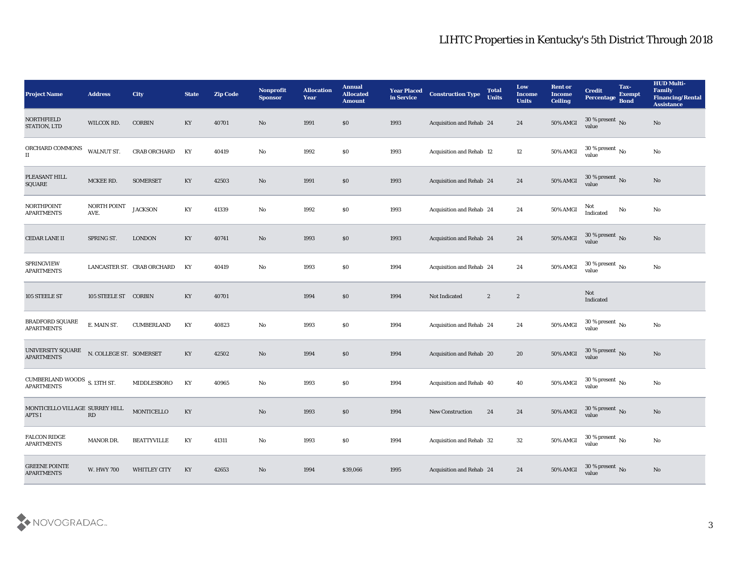# LIHTC Properties in Kentucky's 5th District Through 2018

| Project Name | Address | City | State | Zip Code | Nonprofit Sponsor | Allocation Year | Annual Allocated Amount | Year Placed in Service | Construction Type | Total Units | Low Income Units | Rent or Income Ceiling | Credit Percentage | Tax-Exempt Bond | HUD Multi-Family Financing/Rental Assistance |
|---|---|---|---|---|---|---|---|---|---|---|---|---|---|---|---|
| NORTHFIELD STATION, LTD | WILCOX RD. | CORBIN | KY | 40701 | No | 1991 | $0 | 1993 | Acquisition and Rehab | 24 | 24 | 50% AMGI | 30 % present value | No | No |
| ORCHARD COMMONS II | WALNUT ST. | CRAB ORCHARD | KY | 40419 | No | 1992 | $0 | 1993 | Acquisition and Rehab | 12 | 12 | 50% AMGI | 30 % present value | No | No |
| PLEASANT HILL SQUARE | MCKEE RD. | SOMERSET | KY | 42503 | No | 1991 | $0 | 1993 | Acquisition and Rehab | 24 | 24 | 50% AMGI | 30 % present value | No | No |
| NORTHPOINT APARTMENTS | NORTH POINT AVE. | JACKSON | KY | 41339 | No | 1992 | $0 | 1993 | Acquisition and Rehab | 24 | 24 | 50% AMGI | Not Indicated | No | No |
| CEDAR LANE II | SPRING ST. | LONDON | KY | 40741 | No | 1993 | $0 | 1993 | Acquisition and Rehab | 24 | 24 | 50% AMGI | 30 % present value | No | No |
| SPRINGVIEW APARTMENTS | LANCASTER ST. | CRAB ORCHARD | KY | 40419 | No | 1993 | $0 | 1994 | Acquisition and Rehab | 24 | 24 | 50% AMGI | 30 % present value | No | No |
| 105 STEELE ST | 105 STEELE ST | CORBIN | KY | 40701 | | 1994 | $0 | 1994 | Not Indicated | 2 | 2 | | Not Indicated | | |
| BRADFORD SQUARE APARTMENTS | E. MAIN ST. | CUMBERLAND | KY | 40823 | No | 1993 | $0 | 1994 | Acquisition and Rehab | 24 | 24 | 50% AMGI | 30 % present value | No | No |
| UNIVERSITY SQUARE APARTMENTS | N. COLLEGE ST. | SOMERSET | KY | 42502 | No | 1994 | $0 | 1994 | Acquisition and Rehab | 20 | 20 | 50% AMGI | 30 % present value | No | No |
| CUMBERLAND WOODS APARTMENTS | S. 13TH ST. | MIDDLESBORO | KY | 40965 | No | 1993 | $0 | 1994 | Acquisition and Rehab | 40 | 40 | 50% AMGI | 30 % present value | No | No |
| MONTICELLO VILLAGE APTS I | SURREY HILL RD | MONTICELLO | KY | | No | 1993 | $0 | 1994 | New Construction | 24 | 24 | 50% AMGI | 30 % present value | No | No |
| FALCON RIDGE APARTMENTS | MANOR DR. | BEATTYVILLE | KY | 41311 | No | 1993 | $0 | 1994 | Acquisition and Rehab | 32 | 32 | 50% AMGI | 30 % present value | No | No |
| GREENE POINTE APARTMENTS | W. HWY 700 | WHITLEY CITY | KY | 42653 | No | 1994 | $39,066 | 1995 | Acquisition and Rehab | 24 | 24 | 50% AMGI | 30 % present value | No | No |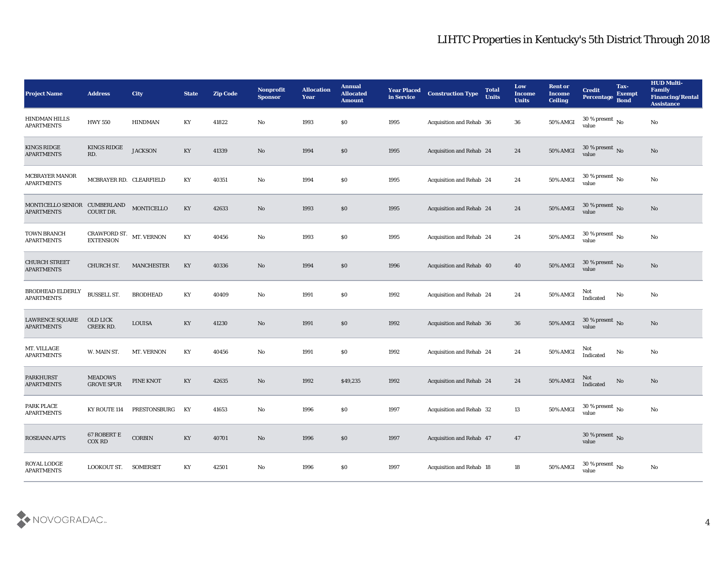# LIHTC Properties in Kentucky's 5th District Through 2018

| Project Name | Address | City | State | Zip Code | Nonprofit Sponsor | Allocation Year | Annual Allocated Amount | Year Placed in Service | Construction Type | Total Units | Low Income Units | Rent or Income Ceiling | Credit Percentage | Tax-Exempt Bond | HUD Multi-Family Financing/Rental Assistance |
|---|---|---|---|---|---|---|---|---|---|---|---|---|---|---|---|
| HINDMAN HILLS APARTMENTS | HWY 550 | HINDMAN | KY | 41822 | No | 1993 | $0 | 1995 | Acquisition and Rehab | 36 | 36 | 50% AMGI | 30 % present value | No | No |
| KINGS RIDGE APARTMENTS | KINGS RIDGE RD. | JACKSON | KY | 41339 | No | 1994 | $0 | 1995 | Acquisition and Rehab | 24 | 24 | 50% AMGI | 30 % present value | No | No |
| MCBRAYER MANOR APARTMENTS | MCBRAYER RD. | CLEARFIELD | KY | 40351 | No | 1994 | $0 | 1995 | Acquisition and Rehab | 24 | 24 | 50% AMGI | 30 % present value | No | No |
| MONTICELLO SENIOR APARTMENTS | CUMBERLAND COURT DR. | MONTICELLO | KY | 42633 | No | 1993 | $0 | 1995 | Acquisition and Rehab | 24 | 24 | 50% AMGI | 30 % present value | No | No |
| TOWN BRANCH APARTMENTS | CRAWFORD ST. EXTENSION | MT. VERNON | KY | 40456 | No | 1993 | $0 | 1995 | Acquisition and Rehab | 24 | 24 | 50% AMGI | 30 % present value | No | No |
| CHURCH STREET APARTMENTS | CHURCH ST. | MANCHESTER | KY | 40336 | No | 1994 | $0 | 1996 | Acquisition and Rehab | 40 | 40 | 50% AMGI | 30 % present value | No | No |
| BRODHEAD ELDERLY APARTMENTS | BUSSELL ST. | BRODHEAD | KY | 40409 | No | 1991 | $0 | 1992 | Acquisition and Rehab | 24 | 24 | 50% AMGI | Not Indicated | No | No |
| LAWRENCE SQUARE APARTMENTS | OLD LICK CREEK RD. | LOUISA | KY | 41230 | No | 1991 | $0 | 1992 | Acquisition and Rehab | 36 | 36 | 50% AMGI | 30 % present value | No | No |
| MT. VILLAGE APARTMENTS | W. MAIN ST. | MT. VERNON | KY | 40456 | No | 1991 | $0 | 1992 | Acquisition and Rehab | 24 | 24 | 50% AMGI | Not Indicated | No | No |
| PARKHURST APARTMENTS | MEADOWS GROVE SPUR | PINE KNOT | KY | 42635 | No | 1992 | $49,235 | 1992 | Acquisition and Rehab | 24 | 24 | 50% AMGI | Not Indicated | No | No |
| PARK PLACE APARTMENTS | KY ROUTE 114 | PRESTONSBURG | KY | 41653 | No | 1996 | $0 | 1997 | Acquisition and Rehab | 32 | 13 | 50% AMGI | 30 % present value | No | No |
| ROSEANN APTS | 67 ROBERT E COX RD | CORBIN | KY | 40701 | No | 1996 | $0 | 1997 | Acquisition and Rehab | 47 | 47 | | 30 % present value | No | |
| ROYAL LODGE APARTMENTS | LOOKOUT ST. | SOMERSET | KY | 42501 | No | 1996 | $0 | 1997 | Acquisition and Rehab | 18 | 18 | 50% AMGI | 30 % present value | No | No |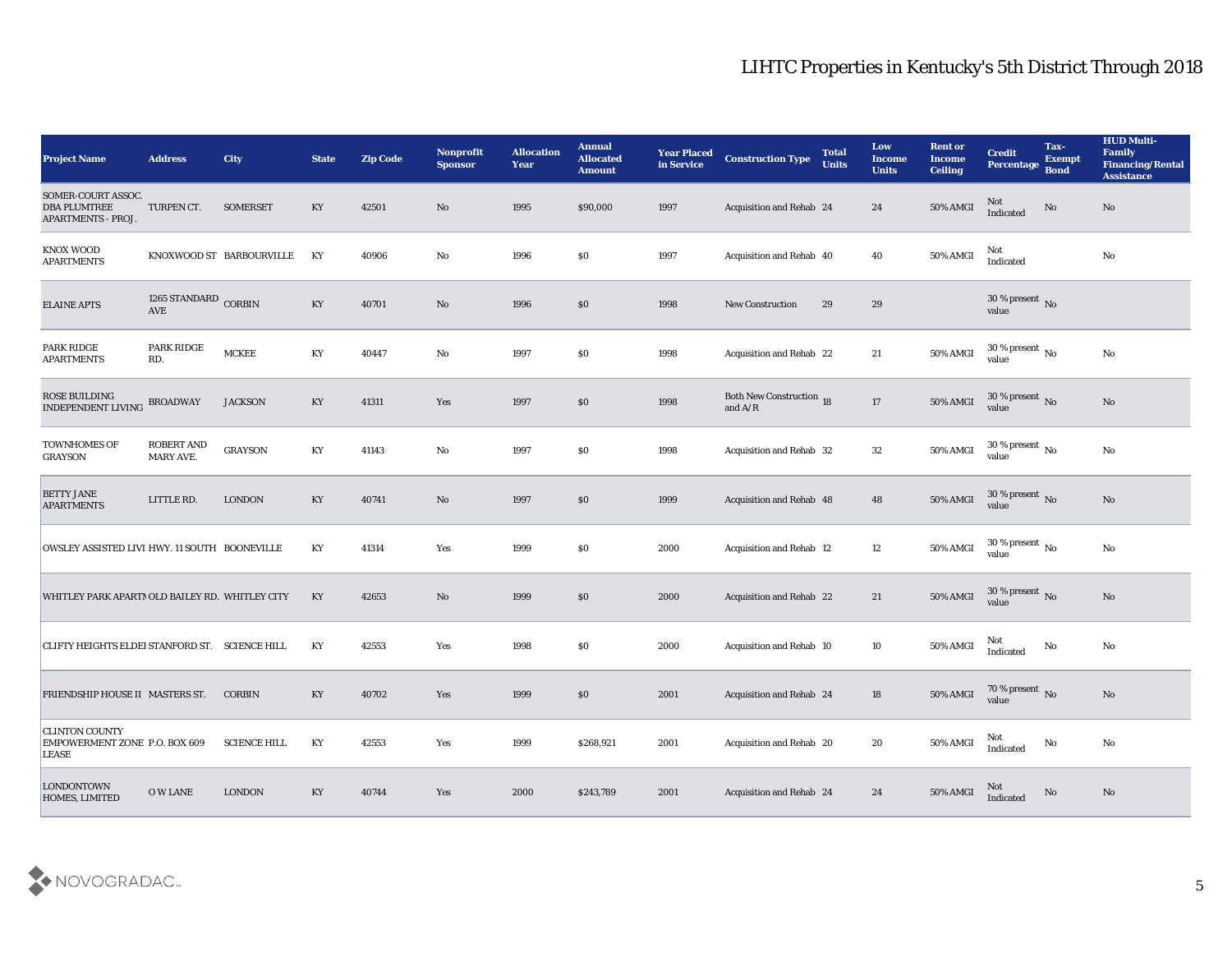# LIHTC Properties in Kentucky's 5th District Through 2018

| Project Name | Address | City | State | Zip Code | Nonprofit Sponsor | Allocation Year | Annual Allocated Amount | Year Placed in Service | Construction Type | Total Units | Low Income Units | Rent or Income Ceiling | Credit Percentage | Tax-Exempt Bond | HUD Multi-Family Financing/Rental Assistance |
|---|---|---|---|---|---|---|---|---|---|---|---|---|---|---|---|
| SOMER-COURT ASSOC. DBA PLUMTREE APARTMENTS - PROJ. | TURPEN CT. | SOMERSET | KY | 42501 | No | 1995 | $90,000 | 1997 | Acquisition and Rehab | 24 | 24 | 50% AMGI | Not Indicated | No | No |
| KNOX WOOD APARTMENTS | KNOXWOOD ST | BARBOURVILLE | KY | 40906 | No | 1996 | $0 | 1997 | Acquisition and Rehab | 40 | 40 | 50% AMGI | Not Indicated | | No |
| ELAINE APTS | 1265 STANDARD AVE | CORBIN | KY | 40701 | No | 1996 | $0 | 1998 | New Construction | 29 | 29 | | 30 % present value | No | |
| PARK RIDGE APARTMENTS | PARK RIDGE RD. | MCKEE | KY | 40447 | No | 1997 | $0 | 1998 | Acquisition and Rehab | 22 | 21 | 50% AMGI | 30 % present value | No | No |
| ROSE BUILDING INDEPENDENT LIVING | BROADWAY | JACKSON | KY | 41311 | Yes | 1997 | $0 | 1998 | Both New Construction and A/R | 18 | 17 | 50% AMGI | 30 % present value | No | No |
| TOWNHOMES OF GRAYSON | ROBERT AND MARY AVE. | GRAYSON | KY | 41143 | No | 1997 | $0 | 1998 | Acquisition and Rehab | 32 | 32 | 50% AMGI | 30 % present value | No | No |
| BETTY JANE APARTMENTS | LITTLE RD. | LONDON | KY | 40741 | No | 1997 | $0 | 1999 | Acquisition and Rehab | 48 | 48 | 50% AMGI | 30 % present value | No | No |
| OWSLEY ASSISTED LIVI | HWY. 11 SOUTH | BOONEVILLE | KY | 41314 | Yes | 1999 | $0 | 2000 | Acquisition and Rehab | 12 | 12 | 50% AMGI | 30 % present value | No | No |
| WHITLEY PARK APARTM | OLD BAILEY RD. | WHITLEY CITY | KY | 42653 | No | 1999 | $0 | 2000 | Acquisition and Rehab | 22 | 21 | 50% AMGI | 30 % present value | No | No |
| CLIFTY HEIGHTS ELDEI | STANFORD ST. | SCIENCE HILL | KY | 42553 | Yes | 1998 | $0 | 2000 | Acquisition and Rehab | 10 | 10 | 50% AMGI | Not Indicated | No | No |
| FRIENDSHIP HOUSE II | MASTERS ST. | CORBIN | KY | 40702 | Yes | 1999 | $0 | 2001 | Acquisition and Rehab | 24 | 18 | 50% AMGI | 70 % present value | No | No |
| CLINTON COUNTY EMPOWERMENT ZONE LEASE | P.O. BOX 609 | SCIENCE HILL | KY | 42553 | Yes | 1999 | $268,921 | 2001 | Acquisition and Rehab | 20 | 20 | 50% AMGI | Not Indicated | No | No |
| LONDONTOWN HOMES, LIMITED | O W LANE | LONDON | KY | 40744 | Yes | 2000 | $243,789 | 2001 | Acquisition and Rehab | 24 | 24 | 50% AMGI | Not Indicated | No | No |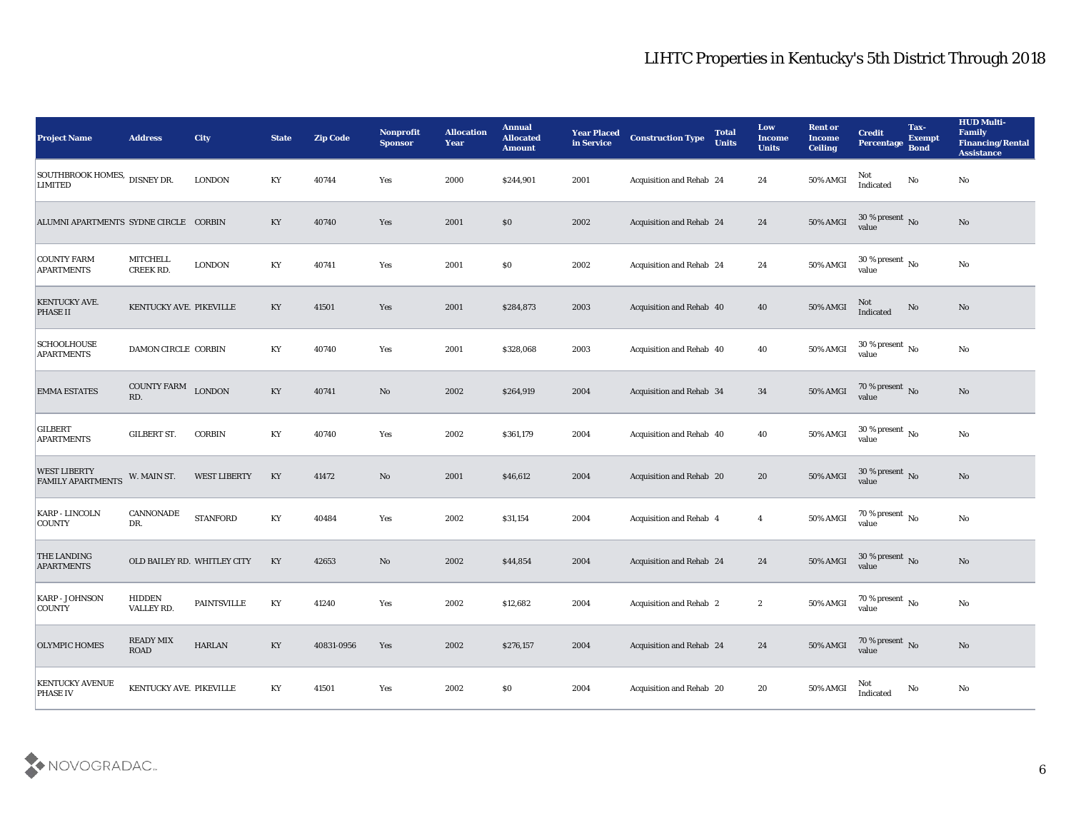# LIHTC Properties in Kentucky's 5th District Through 2018

| Project Name | Address | City | State | Zip Code | Nonprofit Sponsor | Allocation Year | Annual Allocated Amount | Year Placed in Service | Construction Type | Total Units | Low Income Units | Rent or Income Ceiling | Credit Percentage | Tax-Exempt Bond | HUD Multi-Family Financing/Rental Assistance |
|---|---|---|---|---|---|---|---|---|---|---|---|---|---|---|---|
| SOUTHBROOK HOMES, LIMITED | DISNEY DR. | LONDON | KY | 40744 | Yes | 2000 | $244,901 | 2001 | Acquisition and Rehab | 24 | 24 | 50% AMGI | Not Indicated | No | No |
| ALUMNI APARTMENTS | SYDNE CIRCLE | CORBIN | KY | 40740 | Yes | 2001 | $0 | 2002 | Acquisition and Rehab | 24 | 24 | 50% AMGI | 30 % present value | No | No |
| COUNTY FARM APARTMENTS | MITCHELL CREEK RD. | LONDON | KY | 40741 | Yes | 2001 | $0 | 2002 | Acquisition and Rehab | 24 | 24 | 50% AMGI | 30 % present value | No | No |
| KENTUCKY AVE. PHASE II | KENTUCKY AVE. | PIKEVILLE | KY | 41501 | Yes | 2001 | $284,873 | 2003 | Acquisition and Rehab | 40 | 40 | 50% AMGI | Not Indicated | No | No |
| SCHOOLHOUSE APARTMENTS | DAMON CIRCLE | CORBIN | KY | 40740 | Yes | 2001 | $328,068 | 2003 | Acquisition and Rehab | 40 | 40 | 50% AMGI | 30 % present value | No | No |
| EMMA ESTATES | COUNTY FARM RD. | LONDON | KY | 40741 | No | 2002 | $264,919 | 2004 | Acquisition and Rehab | 34 | 34 | 50% AMGI | 70 % present value | No | No |
| GILBERT APARTMENTS | GILBERT ST. | CORBIN | KY | 40740 | Yes | 2002 | $361,179 | 2004 | Acquisition and Rehab | 40 | 40 | 50% AMGI | 30 % present value | No | No |
| WEST LIBERTY FAMILY APARTMENTS | W. MAIN ST. | WEST LIBERTY | KY | 41472 | No | 2001 | $46,612 | 2004 | Acquisition and Rehab | 20 | 20 | 50% AMGI | 30 % present value | No | No |
| KARP - LINCOLN COUNTY | CANNONADE DR. | STANFORD | KY | 40484 | Yes | 2002 | $31,154 | 2004 | Acquisition and Rehab | 4 | 4 | 50% AMGI | 70 % present value | No | No |
| THE LANDING APARTMENTS | OLD BAILEY RD. | WHITLEY CITY | KY | 42653 | No | 2002 | $44,854 | 2004 | Acquisition and Rehab | 24 | 24 | 50% AMGI | 30 % present value | No | No |
| KARP - JOHNSON COUNTY | HIDDEN VALLEY RD. | PAINTSVILLE | KY | 41240 | Yes | 2002 | $12,682 | 2004 | Acquisition and Rehab | 2 | 2 | 50% AMGI | 70 % present value | No | No |
| OLYMPIC HOMES | READY MIX ROAD | HARLAN | KY | 40831-0956 | Yes | 2002 | $276,157 | 2004 | Acquisition and Rehab | 24 | 24 | 50% AMGI | 70 % present value | No | No |
| KENTUCKY AVENUE PHASE IV | KENTUCKY AVE. | PIKEVILLE | KY | 41501 | Yes | 2002 | $0 | 2004 | Acquisition and Rehab | 20 | 20 | 50% AMGI | Not Indicated | No | No |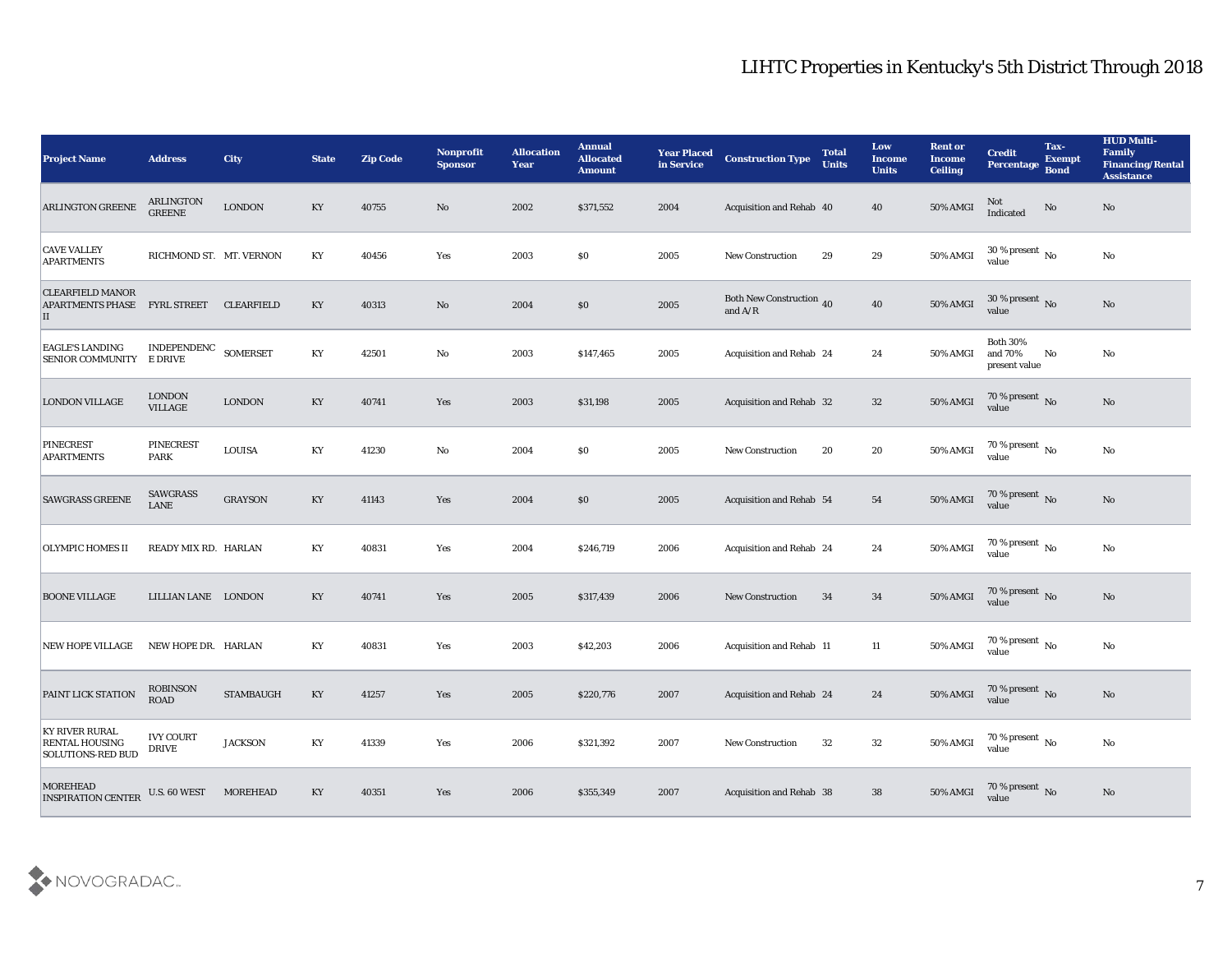# LIHTC Properties in Kentucky's 5th District Through 2018

| Project Name | Address | City | State | Zip Code | Nonprofit Sponsor | Allocation Year | Annual Allocated Amount | Year Placed in Service | Construction Type | Total Units | Low Income Units | Rent or Income Ceiling | Credit Percentage | Tax-Exempt Bond | HUD Multi-Family Financing/Rental Assistance |
|---|---|---|---|---|---|---|---|---|---|---|---|---|---|---|---|
| ARLINGTON GREENE | ARLINGTON GREENE | LONDON | KY | 40755 | No | 2002 | $371,552 | 2004 | Acquisition and Rehab | 40 | 40 | 50% AMGI | Not Indicated | No | No |
| CAVE VALLEY APARTMENTS | RICHMOND ST. | MT. VERNON | KY | 40456 | Yes | 2003 | $0 | 2005 | New Construction | 29 | 29 | 50% AMGI | 30 % present value | No | No |
| CLEARFIELD MANOR APARTMENTS PHASE II | FYRL STREET | CLEARFIELD | KY | 40313 | No | 2004 | $0 | 2005 | Both New Construction and A/R | 40 | 40 | 50% AMGI | 30 % present value | No | No |
| EAGLE'S LANDING SENIOR COMMUNITY | INDEPENDENCE DRIVE | SOMERSET | KY | 42501 | No | 2003 | $147,465 | 2005 | Acquisition and Rehab | 24 | 24 | 50% AMGI | Both 30% and 70% present value | No | No |
| LONDON VILLAGE | LONDON VILLAGE | LONDON | KY | 40741 | Yes | 2003 | $31,198 | 2005 | Acquisition and Rehab | 32 | 32 | 50% AMGI | 70 % present value | No | No |
| PINECREST APARTMENTS | PINECREST PARK | LOUISA | KY | 41230 | No | 2004 | $0 | 2005 | New Construction | 20 | 20 | 50% AMGI | 70 % present value | No | No |
| SAWGRASS GREENE | SAWGRASS LANE | GRAYSON | KY | 41143 | Yes | 2004 | $0 | 2005 | Acquisition and Rehab | 54 | 54 | 50% AMGI | 70 % present value | No | No |
| OLYMPIC HOMES II | READY MIX RD. | HARLAN | KY | 40831 | Yes | 2004 | $246,719 | 2006 | Acquisition and Rehab | 24 | 24 | 50% AMGI | 70 % present value | No | No |
| BOONE VILLAGE | LILLIAN LANE | LONDON | KY | 40741 | Yes | 2005 | $317,439 | 2006 | New Construction | 34 | 34 | 50% AMGI | 70 % present value | No | No |
| NEW HOPE VILLAGE | NEW HOPE DR. | HARLAN | KY | 40831 | Yes | 2003 | $42,203 | 2006 | Acquisition and Rehab | 11 | 11 | 50% AMGI | 70 % present value | No | No |
| PAINT LICK STATION | ROBINSON ROAD | STAMBAUGH | KY | 41257 | Yes | 2005 | $220,776 | 2007 | Acquisition and Rehab | 24 | 24 | 50% AMGI | 70 % present value | No | No |
| KY RIVER RURAL RENTAL HOUSING SOLUTIONS-RED BUD | IVY COURT DRIVE | JACKSON | KY | 41339 | Yes | 2006 | $321,392 | 2007 | New Construction | 32 | 32 | 50% AMGI | 70 % present value | No | No |
| MOREHEAD INSPIRATION CENTER | U.S. 60 WEST | MOREHEAD | KY | 40351 | Yes | 2006 | $355,349 | 2007 | Acquisition and Rehab | 38 | 38 | 50% AMGI | 70 % present value | No | No |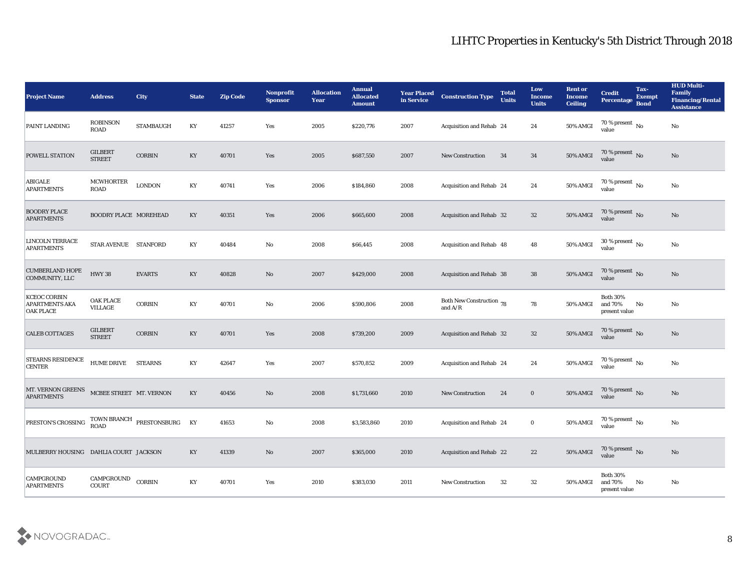# LIHTC Properties in Kentucky's 5th District Through 2018

| Project Name | Address | City | State | Zip Code | Nonprofit Sponsor | Allocation Year | Annual Allocated Amount | Year Placed in Service | Construction Type | Total Units | Low Income Units | Rent or Income Ceiling | Credit Percentage | Tax-Exempt Bond | HUD Multi-Family Financing/Rental Assistance |
|---|---|---|---|---|---|---|---|---|---|---|---|---|---|---|---|
| PAINT LANDING | ROBINSON ROAD | STAMBAUGH | KY | 41257 | Yes | 2005 | $220,776 | 2007 | Acquisition and Rehab | 24 | 24 | 50% AMGI | 70 % present value | No | No |
| POWELL STATION | GILBERT STREET | CORBIN | KY | 40701 | Yes | 2005 | $687,550 | 2007 | New Construction | 34 | 34 | 50% AMGI | 70 % present value | No | No |
| ABIGALE APARTMENTS | MCWHORTER ROAD | LONDON | KY | 40741 | Yes | 2006 | $184,860 | 2008 | Acquisition and Rehab | 24 | 24 | 50% AMGI | 70 % present value | No | No |
| BOODRY PLACE APARTMENTS | BOODRY PLACE | MOREHEAD | KY | 40351 | Yes | 2006 | $665,600 | 2008 | Acquisition and Rehab | 32 | 32 | 50% AMGI | 70 % present value | No | No |
| LINCOLN TERRACE APARTMENTS | STAR AVENUE | STANFORD | KY | 40484 | No | 2008 | $66,445 | 2008 | Acquisition and Rehab | 48 | 48 | 50% AMGI | 30 % present value | No | No |
| CUMBERLAND HOPE COMMUNITY, LLC | HWY 38 | EVARTS | KY | 40828 | No | 2007 | $429,000 | 2008 | Acquisition and Rehab | 38 | 38 | 50% AMGI | 70 % present value | No | No |
| KCEOC CORBIN APARTMENTS AKA OAK PLACE | OAK PLACE VILLAGE | CORBIN | KY | 40701 | No | 2006 | $590,806 | 2008 | Both New Construction and A/R | 78 | 78 | 50% AMGI | Both 30% and 70% present value | No | No |
| CALEB COTTAGES | GILBERT STREET | CORBIN | KY | 40701 | Yes | 2008 | $739,200 | 2009 | Acquisition and Rehab | 32 | 32 | 50% AMGI | 70 % present value | No | No |
| STEARNS RESIDENCE CENTER | HUME DRIVE | STEARNS | KY | 42647 | Yes | 2007 | $570,852 | 2009 | Acquisition and Rehab | 24 | 24 | 50% AMGI | 70 % present value | No | No |
| MT. VERNON GREENS APARTMENTS | MCBEE STREET | MT. VERNON | KY | 40456 | No | 2008 | $1,731,660 | 2010 | New Construction | 24 | 0 | 50% AMGI | 70 % present value | No | No |
| PRESTON'S CROSSING | TOWN BRANCH ROAD | PRESTONSBURG | KY | 41653 | No | 2008 | $3,583,860 | 2010 | Acquisition and Rehab | 24 | 0 | 50% AMGI | 70 % present value | No | No |
| MULBERRY HOUSING | DAHLIA COURT | JACKSON | KY | 41339 | No | 2007 | $365,000 | 2010 | Acquisition and Rehab | 22 | 22 | 50% AMGI | 70 % present value | No | No |
| CAMPGROUND APARTMENTS | CAMPGROUND COURT | CORBIN | KY | 40701 | Yes | 2010 | $383,030 | 2011 | New Construction | 32 | 32 | 50% AMGI | Both 30% and 70% present value | No | No |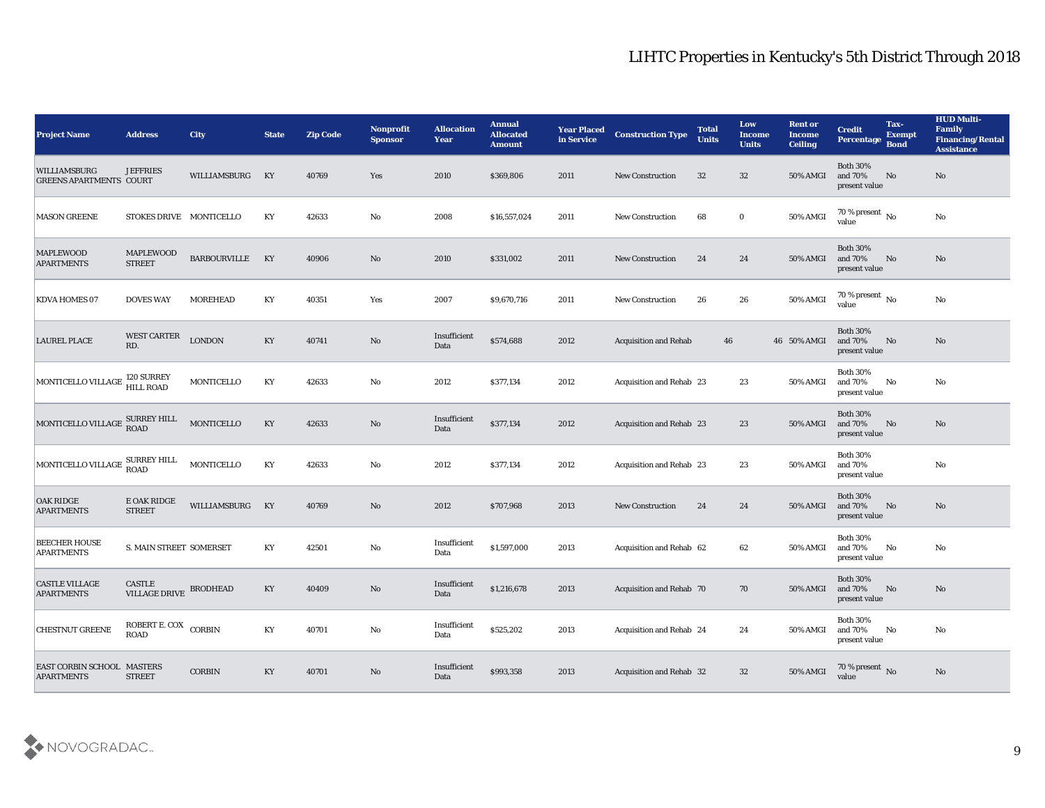# LIHTC Properties in Kentucky's 5th District Through 2018

| Project Name | Address | City | State | Zip Code | Nonprofit Sponsor | Allocation Year | Annual Allocated Amount | Year Placed in Service | Construction Type | Total Units | Low Income Units | Rent or Income Ceiling | Credit Percentage | Tax-Exempt Bond | HUD Multi-Family Financing/Rental Assistance |
|---|---|---|---|---|---|---|---|---|---|---|---|---|---|---|---|
| WILLIAMSBURG GREENS APARTMENTS | JEFFRIES COURT | WILLIAMSBURG | KY | 40769 | Yes | 2010 | $369,806 | 2011 | New Construction | 32 | 32 | 50% AMGI | Both 30% and 70% present value | No | No |
| MASON GREENE | STOKES DRIVE | MONTICELLO | KY | 42633 | No | 2008 | $16,557,024 | 2011 | New Construction | 68 | 0 | 50% AMGI | 70 % present value | No | No |
| MAPLEWOOD APARTMENTS | MAPLEWOOD STREET | BARBOURVILLE | KY | 40906 | No | 2010 | $331,002 | 2011 | New Construction | 24 | 24 | 50% AMGI | Both 30% and 70% present value | No | No |
| KDVA HOMES 07 | DOVES WAY | MOREHEAD | KY | 40351 | Yes | 2007 | $9,670,716 | 2011 | New Construction | 26 | 26 | 50% AMGI | 70 % present value | No | No |
| LAUREL PLACE | WEST CARTER RD. | LONDON | KY | 40741 | No | Insufficient Data | $574,688 | 2012 | Acquisition and Rehab | 46 | 46 | 50% AMGI | Both 30% and 70% present value | No | No |
| MONTICELLO VILLAGE | 120 SURREY HILL ROAD | MONTICELLO | KY | 42633 | No | 2012 | $377,134 | 2012 | Acquisition and Rehab | 23 | 23 | 50% AMGI | Both 30% and 70% present value | No | No |
| MONTICELLO VILLAGE | SURREY HILL ROAD | MONTICELLO | KY | 42633 | No | Insufficient Data | $377,134 | 2012 | Acquisition and Rehab | 23 | 23 | 50% AMGI | Both 30% and 70% present value | No | No |
| MONTICELLO VILLAGE | SURREY HILL ROAD | MONTICELLO | KY | 42633 | No | 2012 | $377,134 | 2012 | Acquisition and Rehab | 23 | 23 | 50% AMGI | Both 30% and 70% present value | | No |
| OAK RIDGE APARTMENTS | E OAK RIDGE STREET | WILLIAMSBURG | KY | 40769 | No | 2012 | $707,968 | 2013 | New Construction | 24 | 24 | 50% AMGI | Both 30% and 70% present value | No | No |
| BEECHER HOUSE APARTMENTS | S. MAIN STREET | SOMERSET | KY | 42501 | No | Insufficient Data | $1,597,000 | 2013 | Acquisition and Rehab | 62 | 62 | 50% AMGI | Both 30% and 70% present value | No | No |
| CASTLE VILLAGE APARTMENTS | CASTLE VILLAGE DRIVE | BRODHEAD | KY | 40409 | No | Insufficient Data | $1,216,678 | 2013 | Acquisition and Rehab | 70 | 70 | 50% AMGI | Both 30% and 70% present value | No | No |
| CHESTNUT GREENE | ROBERT E. COX ROAD | CORBIN | KY | 40701 | No | Insufficient Data | $525,202 | 2013 | Acquisition and Rehab | 24 | 24 | 50% AMGI | Both 30% and 70% present value | No | No |
| EAST CORBIN SCHOOL APARTMENTS | MASTERS STREET | CORBIN | KY | 40701 | No | Insufficient Data | $993,358 | 2013 | Acquisition and Rehab | 32 | 32 | 50% AMGI | 70 % present value | No | No |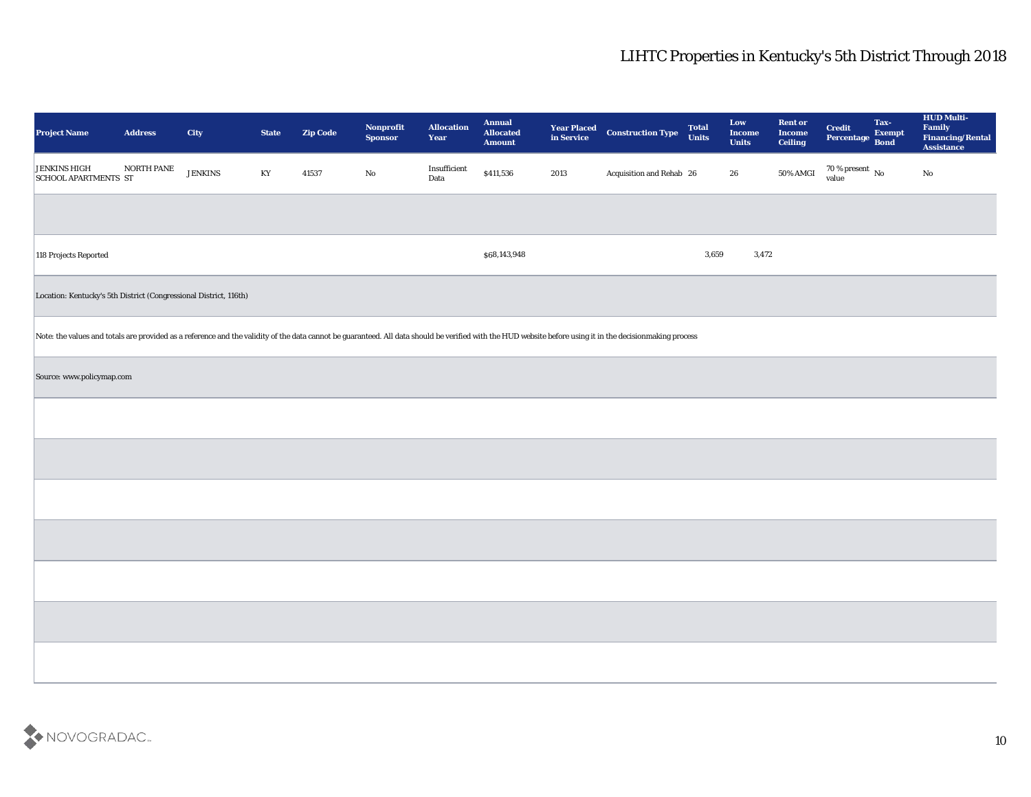# LIHTC Properties in Kentucky's 5th District Through 2018

| Project Name | Address | City | State | Zip Code | Nonprofit Sponsor | Allocation Year | Annual Allocated Amount | Year Placed in Service | Construction Type | Total Units | Low Income Units | Rent or Income Ceiling | Credit Percentage | Tax-Exempt Bond | HUD Multi-Family Financing/Rental Assistance |
|---|---|---|---|---|---|---|---|---|---|---|---|---|---|---|---|
| JENKINS HIGH SCHOOL APARTMENTS | NORTH PANE ST | JENKINS | KY | 41537 | No | Insufficient Data | $411,536 | 2013 | Acquisition and Rehab | 26 | 26 | 50% AMGI | 70 % present value | No | No |
| | | | | | | | | | | | | | | | |
| 118 Projects Reported | | | | | | | $68,143,948 | | | 3,659 | 3,472 | | | | |

Location: Kentucky's 5th District (Congressional District, 116th)

Note: the values and totals are provided as a reference and the validity of the data cannot be guaranteed. All data should be verified with the HUD website before using it in the decisionmaking process

Source: www.policymap.com